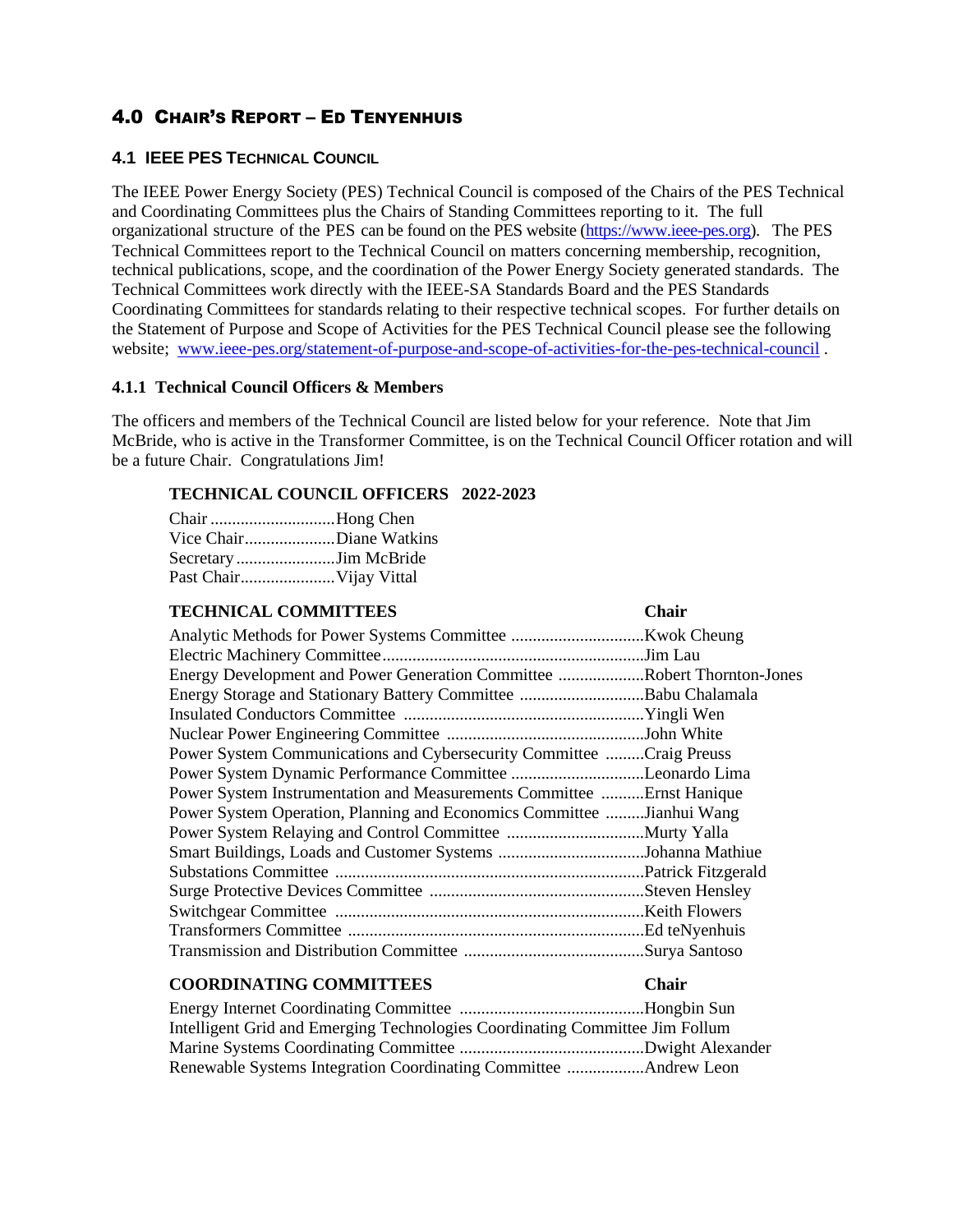# 4.0 Chair's Report – Ed teNyenhuis

## 4.1 IEEE PES Technical Council

The IEEE Power Energy Society (PES) Technical Council is composed of the Chairs of the PES Technical and Coordinating Committees plus the Chairs of Standing Committees reporting to it. The full organizational structure of the PES can be found on the PES website (https://www.ieee-pes.org). The PES Technical Committees report to the Technical Council on matters concerning membership, recognition, technical publications, scope, and the coordination of the Power Energy Society generated standards. The Technical Committees work directly with the IEEE-SA Standards Board and the PES Standards Coordinating Committees for standards relating to their respective technical scopes. For further details on the Statement of Purpose and Scope of Activities for the PES Technical Council please see the following website; www.ieee-pes.org/statement-of-purpose-and-scope-of-activities-for-the-pes-technical-council .

### 4.1.1 Technical Council Officers & Members

The officers and members of the Technical Council are listed below for your reference. Note that Jim McBride, who is active in the Transformer Committee, is on the Technical Council Officer rotation and will be a future Chair. Congratulations Jim!

**TECHNICAL COUNCIL OFFICERS 2022-2023**

| Position | Name |
|---|---|
| Chair | Hong Chen |
| Vice Chair | Diane Watkins |
| Secretary | Jim McBride |
| Past Chair | Vijay Vittal |

| **TECHNICAL COMMITTEES** | **Chair** |
|---|---|
| Analytic Methods for Power Systems Committee | Kwok Cheung |
| Electric Machinery Committee | Jim Lau |
| Energy Development and Power Generation Committee | Robert Thornton-Jones |
| Energy Storage and Stationary Battery Committee | Babu Chalamala |
| Insulated Conductors Committee | Yingli Wen |
| Nuclear Power Engineering Committee | John White |
| Power System Communications and Cybersecurity Committee | Craig Preuss |
| Power System Dynamic Performance Committee | Leonardo Lima |
| Power System Instrumentation and Measurements Committee | Ernst Hanique |
| Power System Operation, Planning and Economics Committee | Jianhui Wang |
| Power System Relaying and Control Committee | Murty Yalla |
| Smart Buildings, Loads and Customer Systems | Johanna Mathiue |
| Substations Committee | Patrick Fitzgerald |
| Surge Protective Devices Committee | Steven Hensley |
| Switchgear Committee | Keith Flowers |
| Transformers Committee | Ed teNyenhuis |
| Transmission and Distribution Committee | Surya Santoso |

| **COORDINATING COMMITTEES** | **Chair** |
|---|---|
| Energy Internet Coordinating Committee | Hongbin Sun |
| Intelligent Grid and Emerging Technologies Coordinating Committee | Jim Follum |
| Marine Systems Coordinating Committee | Dwight Alexander |
| Renewable Systems Integration Coordinating Committee | Andrew Leon |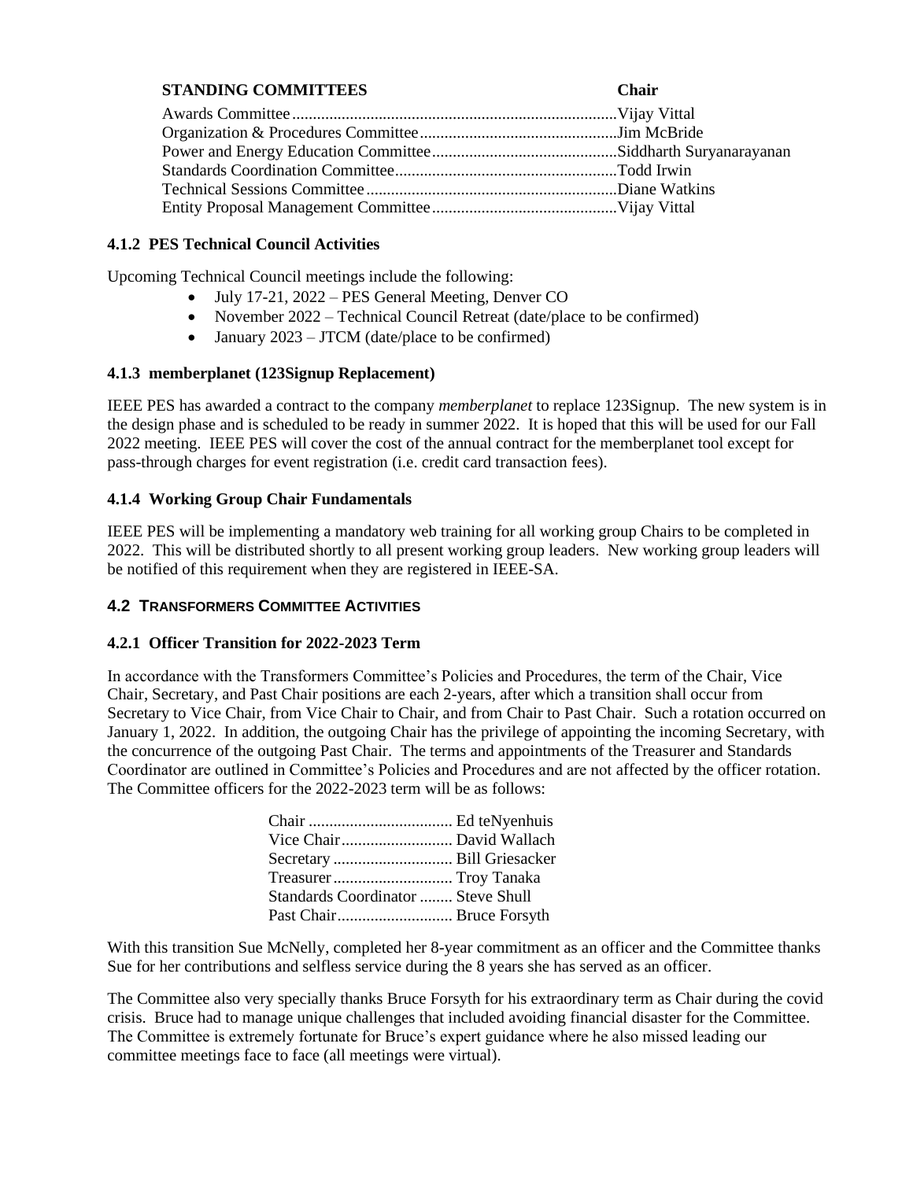| STANDING COMMITTEES | Chair |
|---|---|
| Awards Committee | Vijay Vittal |
| Organization & Procedures Committee | Jim McBride |
| Power and Energy Education Committee | Siddharth Suryanarayanan |
| Standards Coordination Committee | Todd Irwin |
| Technical Sessions Committee | Diane Watkins |
| Entity Proposal Management Committee | Vijay Vittal |

### 4.1.2 PES Technical Council Activities

Upcoming Technical Council meetings include the following:

- July 17-21, 2022 – PES General Meeting, Denver CO
- November 2022 – Technical Council Retreat (date/place to be confirmed)
- January 2023 – JTCM (date/place to be confirmed)

### 4.1.3 memberplanet (123Signup Replacement)

IEEE PES has awarded a contract to the company *memberplanet* to replace 123Signup. The new system is in the design phase and is scheduled to be ready in summer 2022. It is hoped that this will be used for our Fall 2022 meeting. IEEE PES will cover the cost of the annual contract for the memberplanet tool except for pass-through charges for event registration (i.e. credit card transaction fees).

### 4.1.4 Working Group Chair Fundamentals

IEEE PES will be implementing a mandatory web training for all working group Chairs to be completed in 2022. This will be distributed shortly to all present working group leaders. New working group leaders will be notified of this requirement when they are registered in IEEE-SA.

## 4.2 TRANSFORMERS COMMITTEE ACTIVITIES

### 4.2.1 Officer Transition for 2022-2023 Term

In accordance with the Transformers Committee's Policies and Procedures, the term of the Chair, Vice Chair, Secretary, and Past Chair positions are each 2-years, after which a transition shall occur from Secretary to Vice Chair, from Vice Chair to Chair, and from Chair to Past Chair. Such a rotation occurred on January 1, 2022. In addition, the outgoing Chair has the privilege of appointing the incoming Secretary, with the concurrence of the outgoing Past Chair. The terms and appointments of the Treasurer and Standards Coordinator are outlined in Committee's Policies and Procedures and are not affected by the officer rotation. The Committee officers for the 2022-2023 term will be as follows:

| Position | Name |
|---|---|
| Chair | Ed teNyenhuis |
| Vice Chair | David Wallach |
| Secretary | Bill Griesacker |
| Treasurer | Troy Tanaka |
| Standards Coordinator | Steve Shull |
| Past Chair | Bruce Forsyth |

With this transition Sue McNelly, completed her 8-year commitment as an officer and the Committee thanks Sue for her contributions and selfless service during the 8 years she has served as an officer.

The Committee also very specially thanks Bruce Forsyth for his extraordinary term as Chair during the covid crisis. Bruce had to manage unique challenges that included avoiding financial disaster for the Committee. The Committee is extremely fortunate for Bruce's expert guidance where he also missed leading our committee meetings face to face (all meetings were virtual).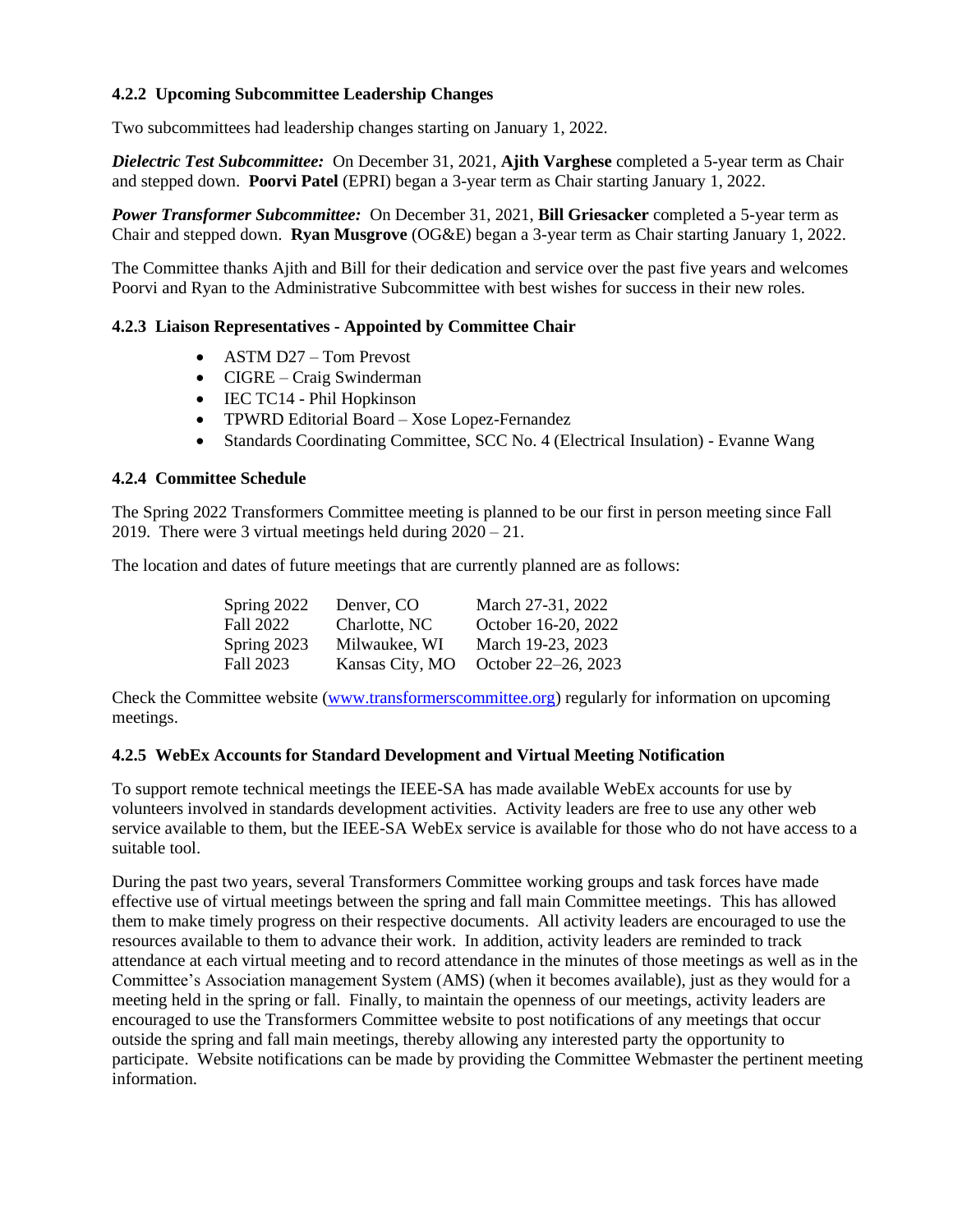### 4.2.2 Upcoming Subcommittee Leadership Changes

Two subcommittees had leadership changes starting on January 1, 2022.

***Dielectric Test Subcommittee:*** On December 31, 2021, **Ajith Varghese** completed a 5-year term as Chair and stepped down. **Poorvi Patel** (EPRI) began a 3-year term as Chair starting January 1, 2022.

***Power Transformer Subcommittee:*** On December 31, 2021, **Bill Griesacker** completed a 5-year term as Chair and stepped down. **Ryan Musgrove** (OG&E) began a 3-year term as Chair starting January 1, 2022.

The Committee thanks Ajith and Bill for their dedication and service over the past five years and welcomes Poorvi and Ryan to the Administrative Subcommittee with best wishes for success in their new roles.

### 4.2.3 Liaison Representatives - Appointed by Committee Chair

- ASTM D27 – Tom Prevost
- CIGRE – Craig Swinderman
- IEC TC14 - Phil Hopkinson
- TPWRD Editorial Board – Xose Lopez-Fernandez
- Standards Coordinating Committee, SCC No. 4 (Electrical Insulation) - Evanne Wang

### 4.2.4 Committee Schedule

The Spring 2022 Transformers Committee meeting is planned to be our first in person meeting since Fall 2019. There were 3 virtual meetings held during 2020 – 21.

The location and dates of future meetings that are currently planned are as follows:

| | | |
|---|---|---|
| Spring 2022 | Denver, CO | March 27-31, 2022 |
| Fall 2022 | Charlotte, NC | October 16-20, 2022 |
| Spring 2023 | Milwaukee, WI | March 19-23, 2023 |
| Fall 2023 | Kansas City, MO | October 22–26, 2023 |

Check the Committee website (www.transformerscommittee.org) regularly for information on upcoming meetings.

### 4.2.5 WebEx Accounts for Standard Development and Virtual Meeting Notification

To support remote technical meetings the IEEE-SA has made available WebEx accounts for use by volunteers involved in standards development activities. Activity leaders are free to use any other web service available to them, but the IEEE-SA WebEx service is available for those who do not have access to a suitable tool.

During the past two years, several Transformers Committee working groups and task forces have made effective use of virtual meetings between the spring and fall main Committee meetings. This has allowed them to make timely progress on their respective documents. All activity leaders are encouraged to use the resources available to them to advance their work. In addition, activity leaders are reminded to track attendance at each virtual meeting and to record attendance in the minutes of those meetings as well as in the Committee's Association management System (AMS) (when it becomes available), just as they would for a meeting held in the spring or fall. Finally, to maintain the openness of our meetings, activity leaders are encouraged to use the Transformers Committee website to post notifications of any meetings that occur outside the spring and fall main meetings, thereby allowing any interested party the opportunity to participate. Website notifications can be made by providing the Committee Webmaster the pertinent meeting information.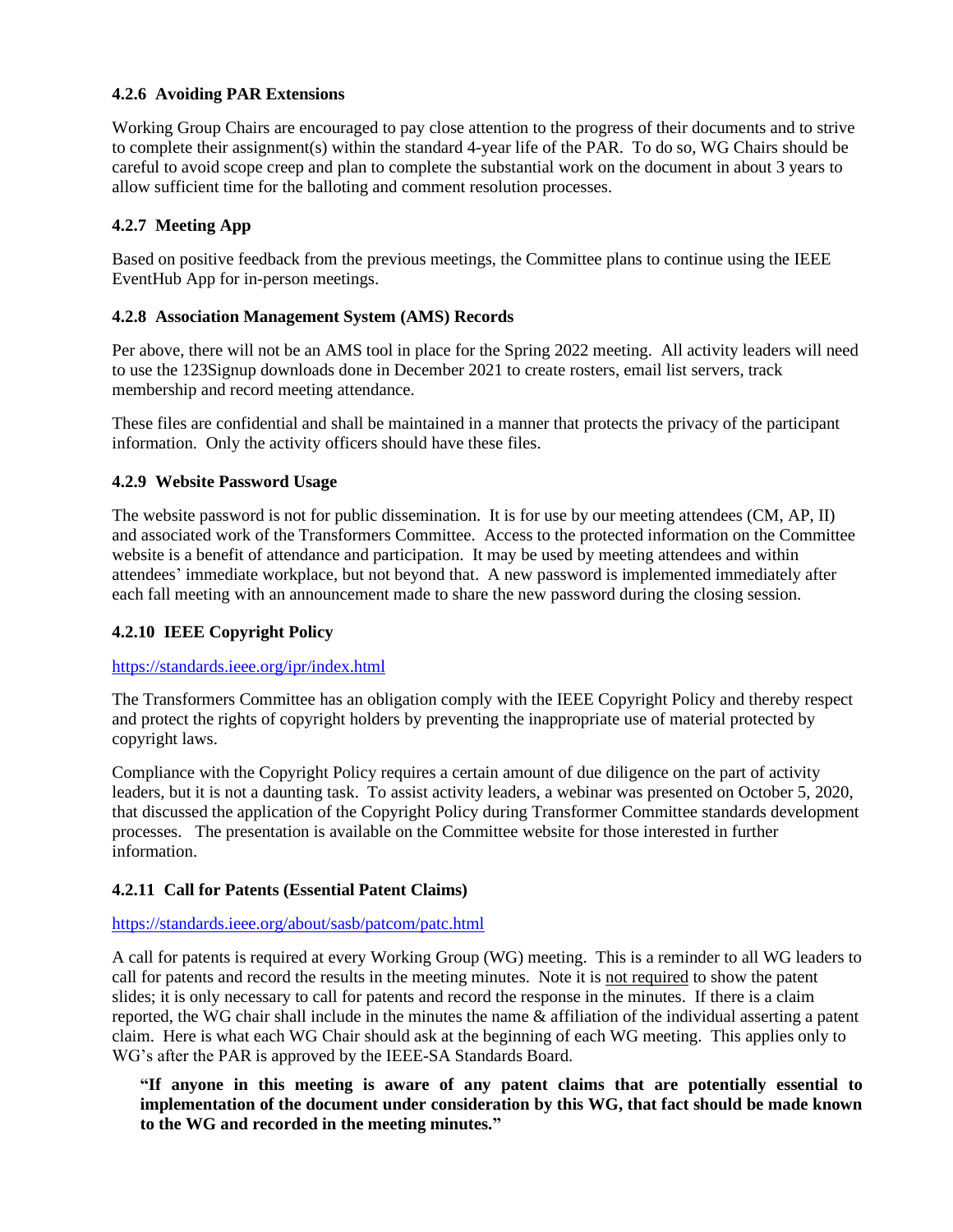### 4.2.6 Avoiding PAR Extensions

Working Group Chairs are encouraged to pay close attention to the progress of their documents and to strive to complete their assignment(s) within the standard 4-year life of the PAR. To do so, WG Chairs should be careful to avoid scope creep and plan to complete the substantial work on the document in about 3 years to allow sufficient time for the balloting and comment resolution processes.

### 4.2.7 Meeting App

Based on positive feedback from the previous meetings, the Committee plans to continue using the IEEE EventHub App for in-person meetings.

### 4.2.8 Association Management System (AMS) Records

Per above, there will not be an AMS tool in place for the Spring 2022 meeting. All activity leaders will need to use the 123Signup downloads done in December 2021 to create rosters, email list servers, track membership and record meeting attendance.

These files are confidential and shall be maintained in a manner that protects the privacy of the participant information. Only the activity officers should have these files.

### 4.2.9 Website Password Usage

The website password is not for public dissemination. It is for use by our meeting attendees (CM, AP, II) and associated work of the Transformers Committee. Access to the protected information on the Committee website is a benefit of attendance and participation. It may be used by meeting attendees and within attendees' immediate workplace, but not beyond that. A new password is implemented immediately after each fall meeting with an announcement made to share the new password during the closing session.

### 4.2.10 IEEE Copyright Policy

https://standards.ieee.org/ipr/index.html

The Transformers Committee has an obligation comply with the IEEE Copyright Policy and thereby respect and protect the rights of copyright holders by preventing the inappropriate use of material protected by copyright laws.

Compliance with the Copyright Policy requires a certain amount of due diligence on the part of activity leaders, but it is not a daunting task. To assist activity leaders, a webinar was presented on October 5, 2020, that discussed the application of the Copyright Policy during Transformer Committee standards development processes. The presentation is available on the Committee website for those interested in further information.

### 4.2.11 Call for Patents (Essential Patent Claims)

https://standards.ieee.org/about/sasb/patcom/patc.html

A call for patents is required at every Working Group (WG) meeting. This is a reminder to all WG leaders to call for patents and record the results in the meeting minutes. Note it is not required to show the patent slides; it is only necessary to call for patents and record the response in the minutes. If there is a claim reported, the WG chair shall include in the minutes the name & affiliation of the individual asserting a patent claim. Here is what each WG Chair should ask at the beginning of each WG meeting. This applies only to WG's after the PAR is approved by the IEEE-SA Standards Board.

> **"If anyone in this meeting is aware of any patent claims that are potentially essential to implementation of the document under consideration by this WG, that fact should be made known to the WG and recorded in the meeting minutes."**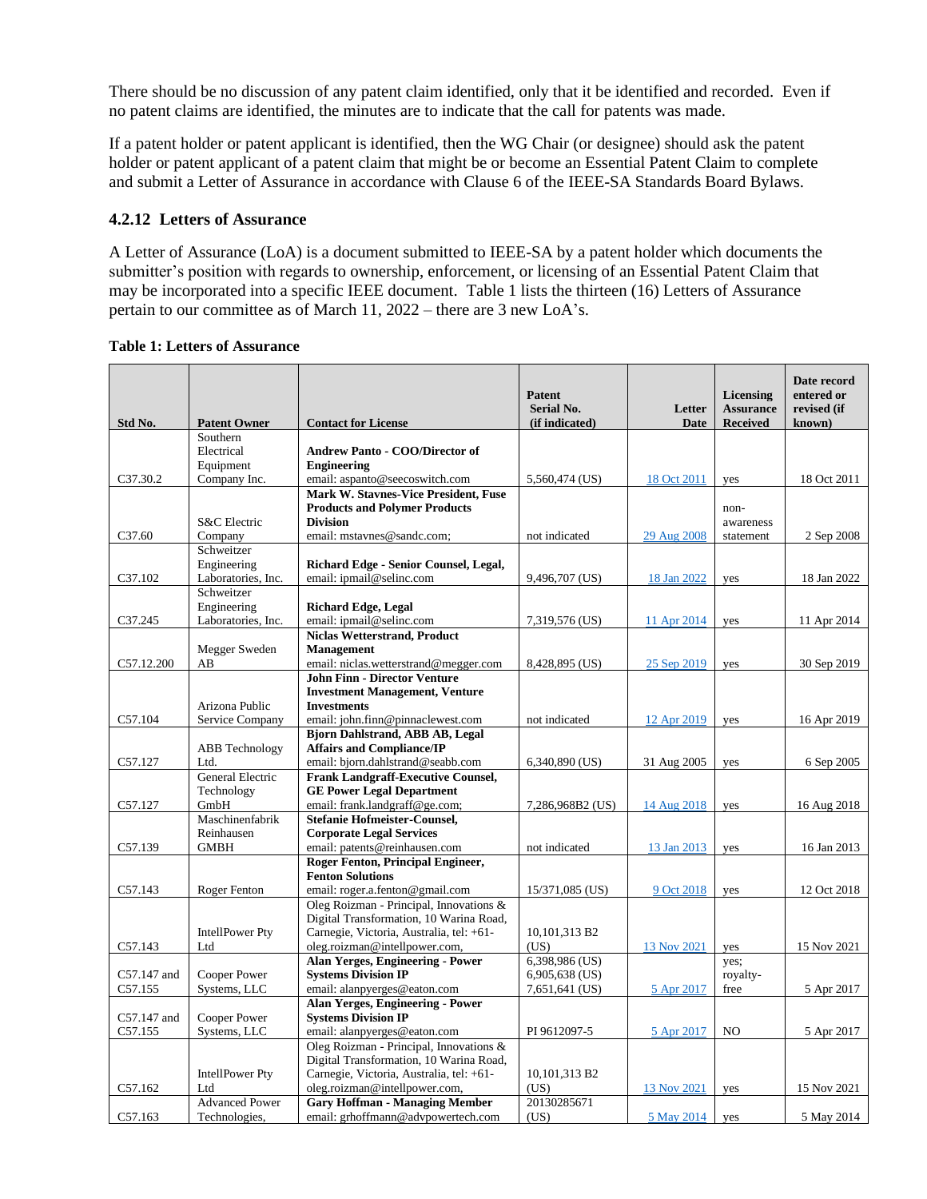There should be no discussion of any patent claim identified, only that it be identified and recorded. Even if no patent claims are identified, the minutes are to indicate that the call for patents was made.

If a patent holder or patent applicant is identified, then the WG Chair (or designee) should ask the patent holder or patent applicant of a patent claim that might be or become an Essential Patent Claim to complete and submit a Letter of Assurance in accordance with Clause 6 of the IEEE-SA Standards Board Bylaws.

### 4.2.12 Letters of Assurance

A Letter of Assurance (LoA) is a document submitted to IEEE-SA by a patent holder which documents the submitter's position with regards to ownership, enforcement, or licensing of an Essential Patent Claim that may be incorporated into a specific IEEE document. Table 1 lists the thirteen (16) Letters of Assurance pertain to our committee as of March 11, 2022 – there are 3 new LoA's.

**Table 1: Letters of Assurance**

| Std No. | Patent Owner | Contact for License | Patent Serial No. (if indicated) | Letter Date | Licensing Assurance Received | Date record entered or revised (if known) |
|---|---|---|---|---|---|---|
| C37.30.2 | Southern Electrical Equipment Company Inc. | **Andrew Panto - COO/Director of Engineering** email: aspanto@seecoswitch.com | 5,560,474 (US) | 18 Oct 2011 | yes | 18 Oct 2011 |
| C37.60 | S&C Electric Company | **Mark W. Stavnes-Vice President, Fuse Products and Polymer Products Division** email: mstavnes@sandc.com; | not indicated | 29 Aug 2008 | non-awareness statement | 2 Sep 2008 |
| C37.102 | Schweitzer Engineering Laboratories, Inc. | **Richard Edge - Senior Counsel, Legal,** email: ipmail@selinc.com | 9,496,707 (US) | 18 Jan 2022 | yes | 18 Jan 2022 |
| C37.245 | Schweitzer Engineering Laboratories, Inc. | **Richard Edge, Legal** email: ipmail@selinc.com | 7,319,576 (US) | 11 Apr 2014 | yes | 11 Apr 2014 |
| C57.12.200 | Megger Sweden AB | **Niclas Wetterstrand, Product Management** email: niclas.wetterstrand@megger.com | 8,428,895 (US) | 25 Sep 2019 | yes | 30 Sep 2019 |
| C57.104 | Arizona Public Service Company | **John Finn - Director Venture Investment Management, Venture Investments** email: john.finn@pinnaclewest.com | not indicated | 12 Apr 2019 | yes | 16 Apr 2019 |
| C57.127 | ABB Technology Ltd. | **Bjorn Dahlstrand, ABB AB, Legal Affairs and Compliance/IP** email: bjorn.dahlstrand@seabb.com | 6,340,890 (US) | 31 Aug 2005 | yes | 6 Sep 2005 |
| C57.127 | General Electric Technology GmbH | **Frank Landgraff-Executive Counsel, GE Power Legal Department** email: frank.landgraff@ge.com; | 7,286,968B2 (US) | 14 Aug 2018 | yes | 16 Aug 2018 |
| C57.139 | Maschinenfabrik Reinhausen GMBH | **Stefanie Hofmeister-Counsel, Corporate Legal Services** email: patents@reinhausen.com | not indicated | 13 Jan 2013 | yes | 16 Jan 2013 |
| C57.143 | Roger Fenton | **Roger Fenton, Principal Engineer, Fenton Solutions** email: roger.a.fenton@gmail.com | 15/371,085 (US) | 9 Oct 2018 | yes | 12 Oct 2018 |
| C57.143 | IntellPower Pty Ltd | Oleg Roizman - Principal, Innovations & Digital Transformation, 10 Warina Road, Carnegie, Victoria, Australia, tel: +61- oleg.roizman@intellpower.com, | 10,101,313 B2 (US) | 13 Nov 2021 | yes | 15 Nov 2021 |
| C57.147 and C57.155 | Cooper Power Systems, LLC | **Alan Yerges, Engineering - Power Systems Division IP** email: alanpyerges@eaton.com | 6,398,986 (US) 6,905,638 (US) 7,651,641 (US) | 5 Apr 2017 | yes; royalty-free | 5 Apr 2017 |
| C57.147 and C57.155 | Cooper Power Systems, LLC | **Alan Yerges, Engineering - Power Systems Division IP** email: alanpyerges@eaton.com | PI 9612097-5 | 5 Apr 2017 | NO | 5 Apr 2017 |
| C57.162 | IntellPower Pty Ltd | Oleg Roizman - Principal, Innovations & Digital Transformation, 10 Warina Road, Carnegie, Victoria, Australia, tel: +61- oleg.roizman@intellpower.com, | 10,101,313 B2 (US) | 13 Nov 2021 | yes | 15 Nov 2021 |
| C57.163 | Advanced Power Technologies, | **Gary Hoffman - Managing Member** email: grhoffmann@advpowertech.com | 20130285671 (US) | 5 May 2014 | yes | 5 May 2014 |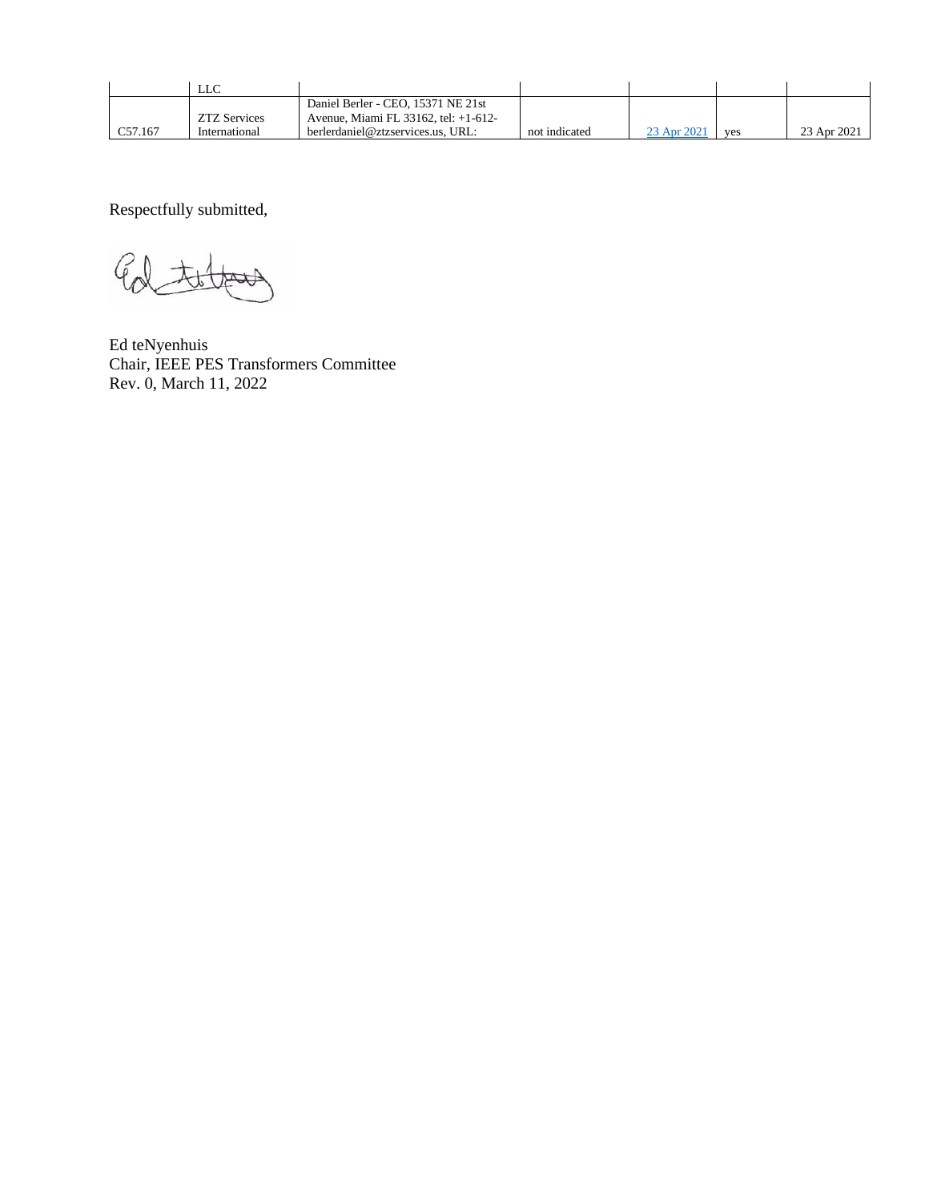| | | | | | | |
|---|---|---|---|---|---|---|
| | LLC | | | | | |
| C57.167 | ZTZ Services International | Daniel Berler - CEO, 15371 NE 21st Avenue, Miami FL 33162, tel: +1-612-berlerdaniel@ztzservices.us, URL: | not indicated | 23 Apr 2021 | yes | 23 Apr 2021 |

Respectfully submitted,

Ed teNyenhuis
Chair, IEEE PES Transformers Committee
Rev. 0, March 11, 2022